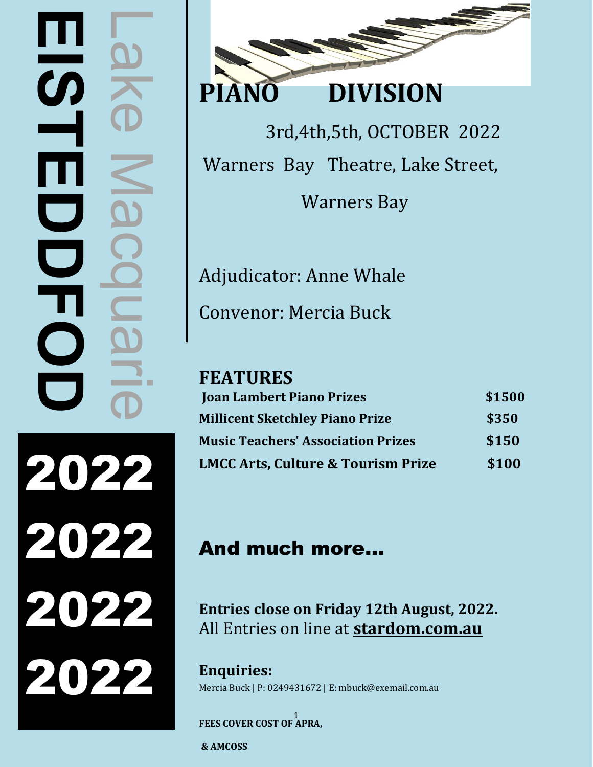# Lake Macquarie EISTEDDFOD

2022

2022

2022

2022

# PIANO DIVISION

3rd,4th,5th, OCTOBER 2022

Warners Bay Theatre, Lake Street,

Warners Bay

Adjudicator: Anne Whale

Convenor: Mercia Buck

## FEATURES

| | |
|---|---|
| **Joan Lambert Piano Prizes** | **$1500** |
| **Millicent Sketchley Piano Prize** | **$350** |
| **Music Teachers' Association Prizes** | **$150** |
| **LMCC Arts, Culture & Tourism Prize** | **$100** |

## And much more...

**Entries close on Friday 12th August, 2022.**
All Entries on line at **stardom.com.au**

**Enquiries:**
Mercia Buck | P: 0249431672 | E: mbuck@exemail.com.au

**FEES COVER COST OF APRA,**

**& AMCOSS**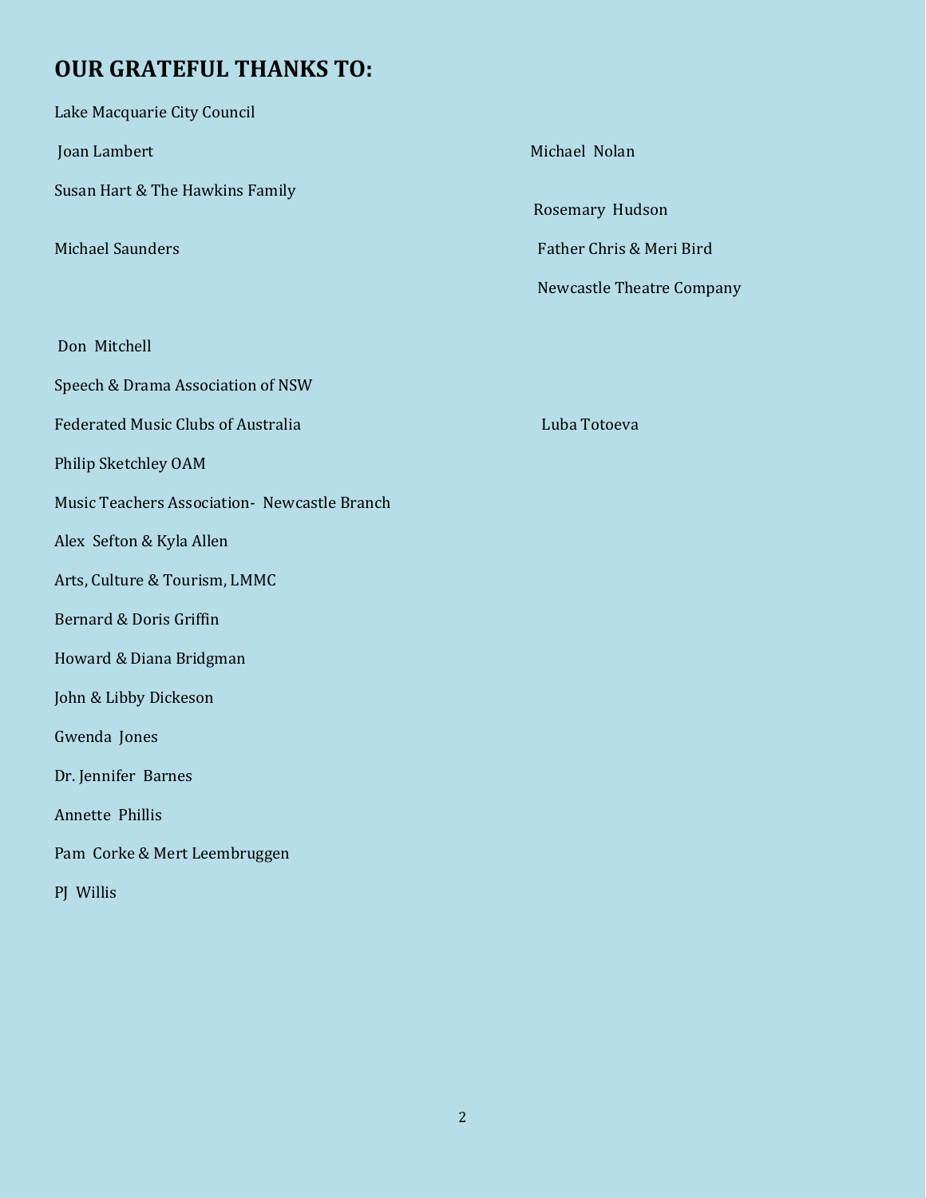## OUR GRATEFUL THANKS TO:

Lake Macquarie City Council

Joan Lambert

Susan Hart & The Hawkins Family

Michael Saunders

Don Mitchell

Speech & Drama Association of NSW

Federated Music Clubs of Australia

Philip Sketchley OAM

Music Teachers Association- Newcastle Branch

Alex Sefton & Kyla Allen

Arts, Culture & Tourism, LMMC

Bernard & Doris Griffin

Howard & Diana Bridgman

John & Libby Dickeson

Gwenda Jones

Dr. Jennifer Barnes

Annette Phillis

Pam Corke & Mert Leembruggen

PJ Willis

Michael Nolan

Rosemary Hudson

Father Chris & Meri Bird

Newcastle Theatre Company

Luba Totoeva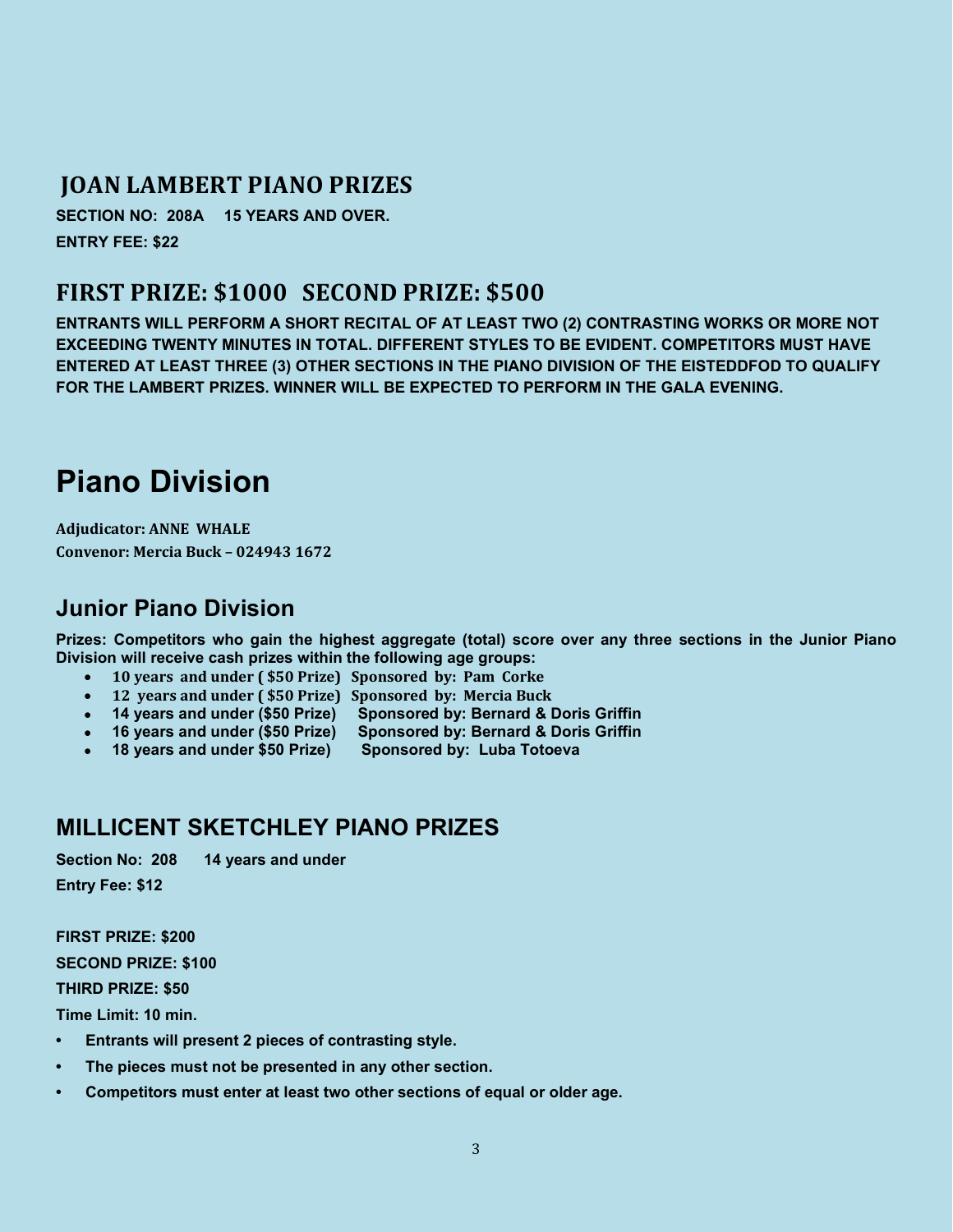## JOAN LAMBERT PIANO PRIZES

**SECTION NO: 208A 15 YEARS AND OVER.**

**ENTRY FEE: $22**

## FIRST PRIZE: $1000 SECOND PRIZE: $500

**ENTRANTS WILL PERFORM A SHORT RECITAL OF AT LEAST TWO (2) CONTRASTING WORKS OR MORE NOT EXCEEDING TWENTY MINUTES IN TOTAL. DIFFERENT STYLES TO BE EVIDENT. COMPETITORS MUST HAVE ENTERED AT LEAST THREE (3) OTHER SECTIONS IN THE PIANO DIVISION OF THE EISTEDDFOD TO QUALIFY FOR THE LAMBERT PRIZES. WINNER WILL BE EXPECTED TO PERFORM IN THE GALA EVENING.**

# Piano Division

**Adjudicator: ANNE WHALE**

**Convenor: Mercia Buck – 024943 1672**

## Junior Piano Division

**Prizes: Competitors who gain the highest aggregate (total) score over any three sections in the Junior Piano Division will receive cash prizes within the following age groups:**

- **10 years and under ( $50 Prize) Sponsored by: Pam Corke**
- **12 years and under ( $50 Prize) Sponsored by: Mercia Buck**
- **14 years and under ($50 Prize) Sponsored by: Bernard & Doris Griffin**
- **16 years and under ($50 Prize) Sponsored by: Bernard & Doris Griffin**
- **18 years and under $50 Prize) Sponsored by: Luba Totoeva**

## MILLICENT SKETCHLEY PIANO PRIZES

**Section No: 208 14 years and under**

**Entry Fee: $12**

**FIRST PRIZE: $200**

**SECOND PRIZE: $100**

**THIRD PRIZE: $50**

**Time Limit: 10 min.**

- **Entrants will present 2 pieces of contrasting style.**
- **The pieces must not be presented in any other section.**
- **Competitors must enter at least two other sections of equal or older age.**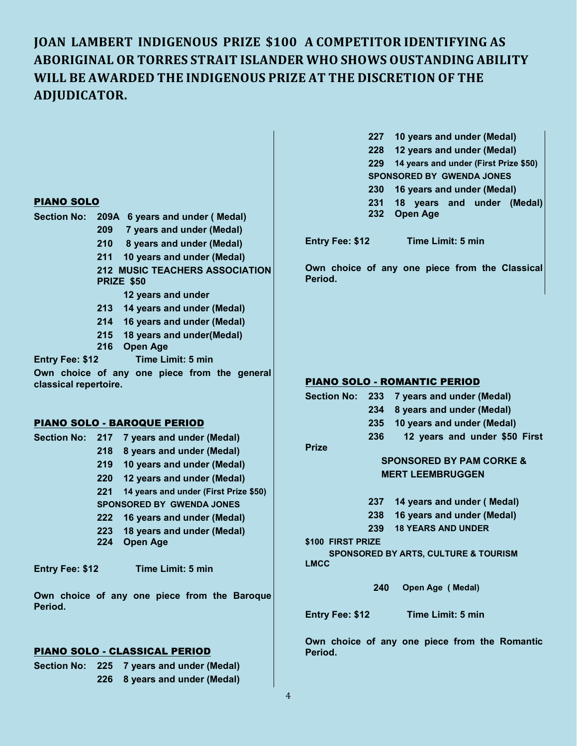# JOAN LAMBERT INDIGENOUS PRIZE $100 A COMPETITOR IDENTIFYING AS ABORIGINAL OR TORRES STRAIT ISLANDER WHO SHOWS OUSTANDING ABILITY WILL BE AWARDED THE INDIGENOUS PRIZE AT THE DISCRETION OF THE ADJUDICATOR.

## PIANO SOLO

**Section No:**
- **209A 6 years and under ( Medal)**
- **209 7 years and under (Medal)**
- **210 8 years and under (Medal)**
- **211 10 years and under (Medal)**
- **212 MUSIC TEACHERS ASSOCIATION PRIZE $50**
  **12 years and under**
- **213 14 years and under (Medal)**
- **214 16 years and under (Medal)**
- **215 18 years and under(Medal)**
- **216 Open Age**

**Entry Fee: $12 Time Limit: 5 min**

**Own choice of any one piece from the general classical repertoire.**

## PIANO SOLO - BAROQUE PERIOD

**Section No:**
- **217 7 years and under (Medal)**
- **218 8 years and under (Medal)**
- **219 10 years and under (Medal)**
- **220 12 years and under (Medal)**
- **221 14 years and under (First Prize $50)**
  **SPONSORED BY GWENDA JONES**
- **222 16 years and under (Medal)**
- **223 18 years and under (Medal)**
- **224 Open Age**

**Entry Fee: $12 Time Limit: 5 min**

**Own choice of any one piece from the Baroque Period.**

## PIANO SOLO - CLASSICAL PERIOD

**Section No:**
- **225 7 years and under (Medal)**
- **226 8 years and under (Medal)**
- **227 10 years and under (Medal)**
- **228 12 years and under (Medal)**
- **229 14 years and under (First Prize $50)**
  **SPONSORED BY GWENDA JONES**
- **230 16 years and under (Medal)**
- **231 18 years and under (Medal)**
- **232 Open Age**

**Entry Fee: $12 Time Limit: 5 min**

**Own choice of any one piece from the Classical Period.**

## PIANO SOLO - ROMANTIC PERIOD

**Section No:**
- **233 7 years and under (Medal)**
- **234 8 years and under (Medal)**
- **235 10 years and under (Medal)**
- **236 12 years and under $50 First Prize**
  **SPONSORED BY PAM CORKE & MERT LEEMBRUGGEN**
- **237 14 years and under ( Medal)**
- **238 16 years and under (Medal)**
- **239 18 YEARS AND UNDER**
  **$100 FIRST PRIZE**
  **SPONSORED BY ARTS, CULTURE & TOURISM LMCC**
- **240 Open Age ( Medal)**

**Entry Fee: $12 Time Limit: 5 min**

**Own choice of any one piece from the Romantic Period.**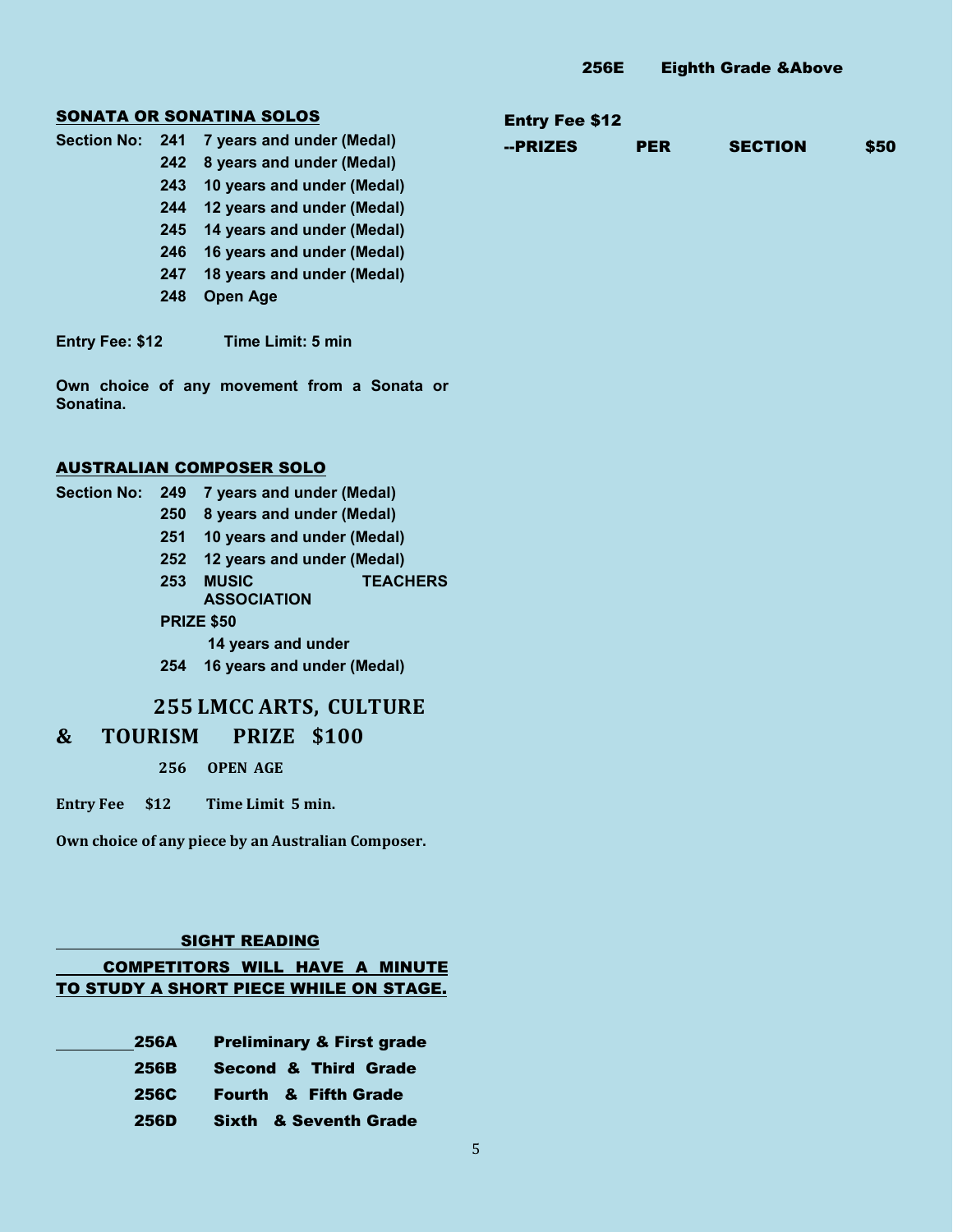## SONATA OR SONATINA SOLOS

**Section No:**
- **241** 7 years and under (Medal)
- **242** 8 years and under (Medal)
- **243** 10 years and under (Medal)
- **244** 12 years and under (Medal)
- **245** 14 years and under (Medal)
- **246** 16 years and under (Medal)
- **247** 18 years and under (Medal)
- **248** Open Age

**Entry Fee: $12** **Time Limit: 5 min**

**Own choice of any movement from a Sonata or Sonatina.**

## AUSTRALIAN COMPOSER SOLO

**Section No:**
- **249** 7 years and under (Medal)
- **250** 8 years and under (Medal)
- **251** 10 years and under (Medal)
- **252** 12 years and under (Medal)
- **253** MUSIC TEACHERS ASSOCIATION

  **PRIZE $50**

  14 years and under
- **254** 16 years and under (Medal)

### 255 LMCC ARTS, CULTURE & TOURISM PRIZE $100

**256 OPEN AGE**

**Entry Fee $12** **Time Limit 5 min.**

**Own choice of any piece by an Australian Composer.**

## SIGHT READING

**COMPETITORS WILL HAVE A MINUTE TO STUDY A SHORT PIECE WHILE ON STAGE.**

- **256A** Preliminary & First grade
- **256B** Second & Third Grade
- **256C** Fourth & Fifth Grade
- **256D** Sixth & Seventh Grade
- **256E** Eighth Grade &Above

**Entry Fee $12**

**--PRIZES PER SECTION $50**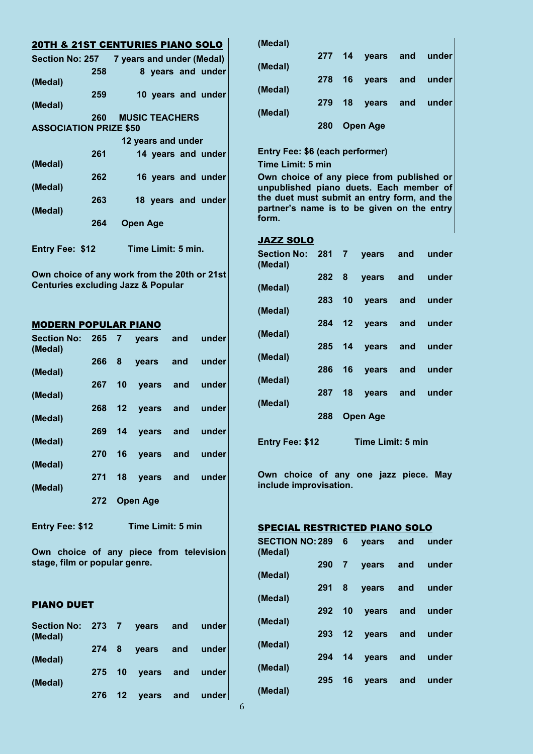## 20TH & 21ST CENTURIES PIANO SOLO

**Section No: 257 7 years and under (Medal)**
**258 8 years and under (Medal)**
**259 10 years and under (Medal)**
**260 MUSIC TEACHERS ASSOCIATION PRIZE $50**
**12 years and under**
**261 14 years and under (Medal)**
**262 16 years and under (Medal)**
**263 18 years and under (Medal)**
**264 Open Age**

**Entry Fee: $12 Time Limit: 5 min.**

**Own choice of any work from the 20th or 21st Centuries excluding Jazz & Popular**

## MODERN POPULAR PIANO

**Section No: 265 7 years and under (Medal)**
**266 8 years and under (Medal)**
**267 10 years and under (Medal)**
**268 12 years and under (Medal)**
**269 14 years and under (Medal)**
**270 16 years and under (Medal)**
**271 18 years and under (Medal)**
**272 Open Age**

**Entry Fee: $12 Time Limit: 5 min**

**Own choice of any piece from television stage, film or popular genre.**

## PIANO DUET

**Section No: 273 7 years and under (Medal)**
**274 8 years and under (Medal)**
**275 10 years and under (Medal)**
**276 12 years and under (Medal)**
**277 14 years and under (Medal)**
**278 16 years and under (Medal)**
**279 18 years and under (Medal)**
**280 Open Age**

**Entry Fee: $6 (each performer)**

**Time Limit: 5 min**

**Own choice of any piece from published or unpublished piano duets. Each member of the duet must submit an entry form, and the partner's name is to be given on the entry form.**

## JAZZ SOLO

**Section No: 281 7 years and under (Medal)**
**282 8 years and under (Medal)**
**283 10 years and under (Medal)**
**284 12 years and under (Medal)**
**285 14 years and under (Medal)**
**286 16 years and under (Medal)**
**287 18 years and under (Medal)**
**288 Open Age**

**Entry Fee: $12 Time Limit: 5 min**

**Own choice of any one jazz piece. May include improvisation.**

## SPECIAL RESTRICTED PIANO SOLO

**SECTION NO: 289 6 years and under (Medal)**
**290 7 years and under (Medal)**
**291 8 years and under (Medal)**
**292 10 years and under (Medal)**
**293 12 years and under (Medal)**
**294 14 years and under (Medal)**
**295 16 years and under (Medal)**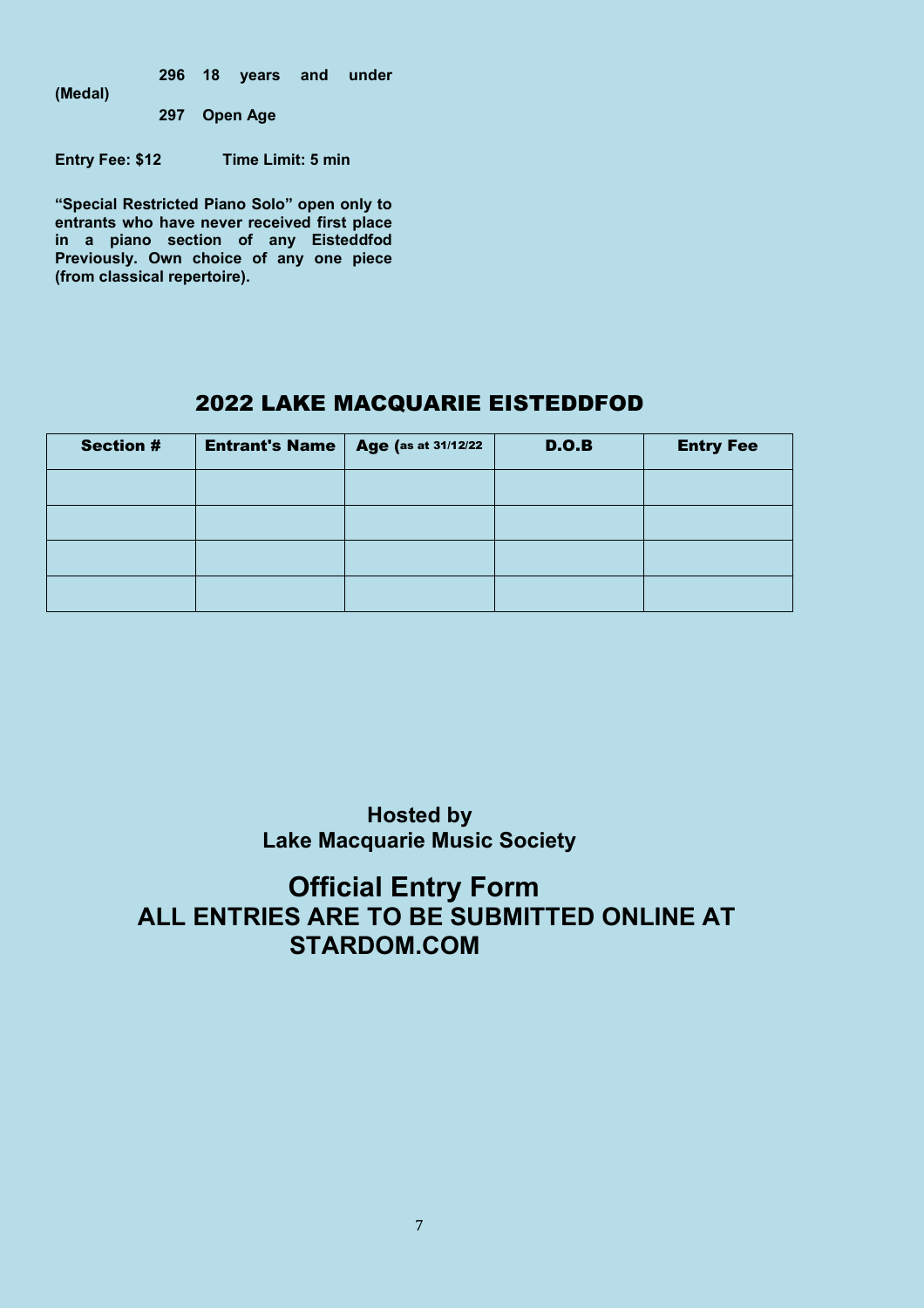**296 18 years and under (Medal)**

**297 Open Age**

**Entry Fee: $12** **Time Limit: 5 min**

**"Special Restricted Piano Solo" open only to entrants who have never received first place in a piano section of any Eisteddfod Previously. Own choice of any one piece (from classical repertoire).**

## 2022 LAKE MACQUARIE EISTEDDFOD

| Section # | Entrant's Name | Age (as at 31/12/22 | D.O.B | Entry Fee |
|---|---|---|---|---|
| | | | | |
| | | | | |
| | | | | |
| | | | | |

**Hosted by**
**Lake Macquarie Music Society**

## Official Entry Form
## ALL ENTRIES ARE TO BE SUBMITTED ONLINE AT STARDOM.COM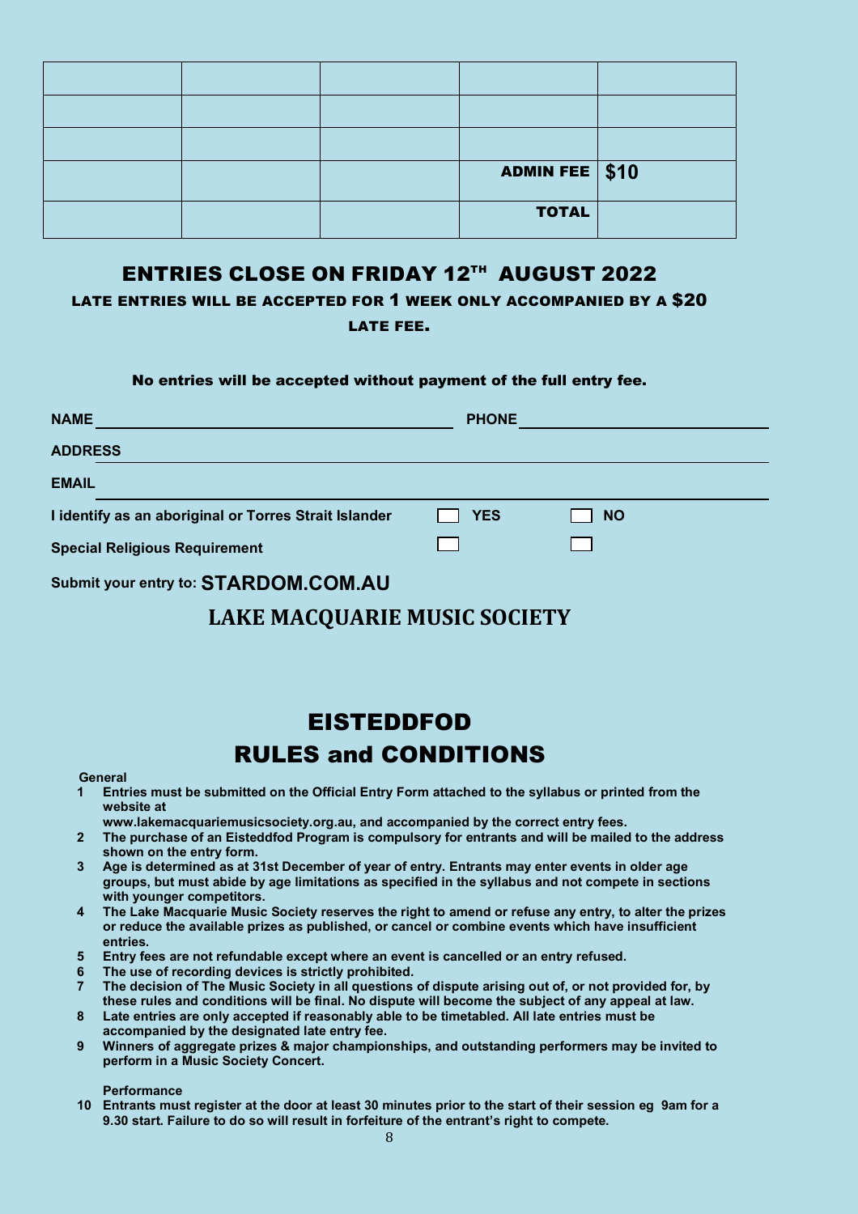| | | | | |
|---|---|---|---|---|
| | | | | |
| | | | | |
| | | | | |
| | | | **ADMIN FEE** | **$10** |
| | | | **TOTAL** | |

## ENTRIES CLOSE ON FRIDAY 12TH AUGUST 2022

**LATE ENTRIES WILL BE ACCEPTED FOR 1 WEEK ONLY ACCOMPANIED BY A $20 LATE FEE.**

**No entries will be accepted without payment of the full entry fee.**

**NAME** ______________________________ **PHONE** ______________________________

**ADDRESS** ______________________________

**EMAIL** ______________________________

**I identify as an aboriginal or Torres Strait Islander** ☐ **YES** ☐ **NO**

**Special Religious Requirement** ☐ ☐

**Submit your entry to: STARDOM.COM.AU**

## LAKE MACQUARIE MUSIC SOCIETY

# EISTEDDFOD
# RULES and CONDITIONS

**General**

1. **Entries must be submitted on the Official Entry Form attached to the syllabus or printed from the website at www.lakemacquariemusicsociety.org.au, and accompanied by the correct entry fees.**
2. **The purchase of an Eisteddfod Program is compulsory for entrants and will be mailed to the address shown on the entry form.**
3. **Age is determined as at 31st December of year of entry. Entrants may enter events in older age groups, but must abide by age limitations as specified in the syllabus and not compete in sections with younger competitors.**
4. **The Lake Macquarie Music Society reserves the right to amend or refuse any entry, to alter the prizes or reduce the available prizes as published, or cancel or combine events which have insufficient entries.**
5. **Entry fees are not refundable except where an event is cancelled or an entry refused.**
6. **The use of recording devices is strictly prohibited.**
7. **The decision of The Music Society in all questions of dispute arising out of, or not provided for, by these rules and conditions will be final. No dispute will become the subject of any appeal at law.**
8. **Late entries are only accepted if reasonably able to be timetabled. All late entries must be accompanied by the designated late entry fee.**
9. **Winners of aggregate prizes & major championships, and outstanding performers may be invited to perform in a Music Society Concert.**

**Performance**

10. **Entrants must register at the door at least 30 minutes prior to the start of their session eg 9am for a 9.30 start. Failure to do so will result in forfeiture of the entrant's right to compete.**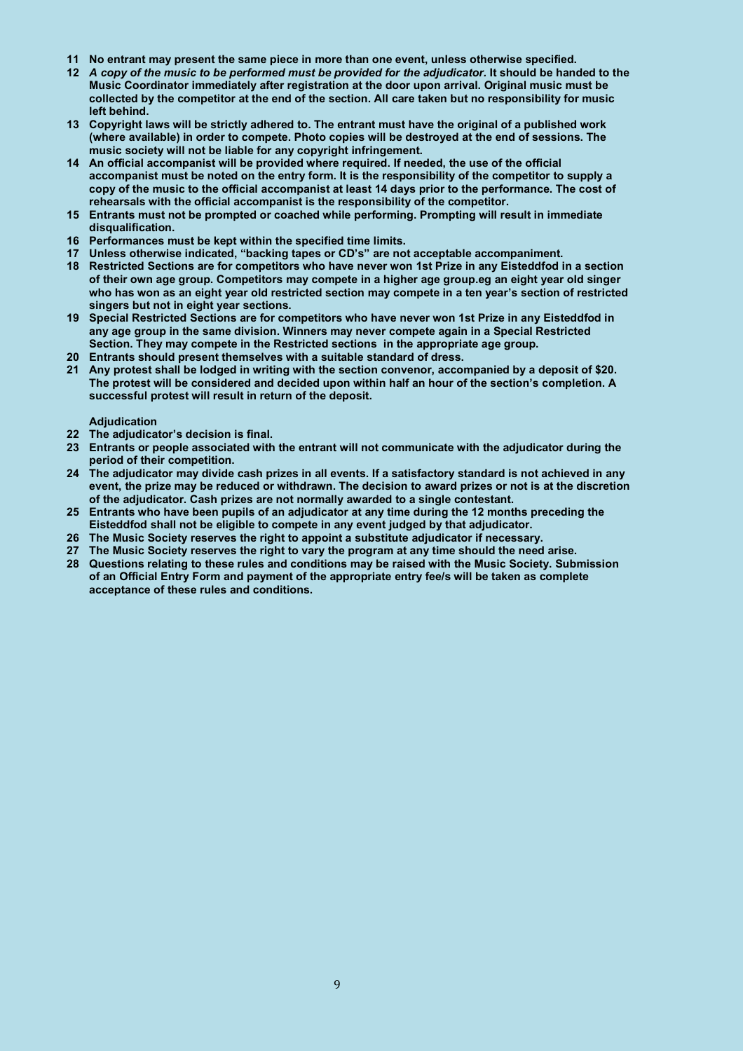11 No entrant may present the same piece in more than one event, unless otherwise specified.

12 *A copy of the music to be performed must be provided for the adjudicator.* It should be handed to the Music Coordinator immediately after registration at the door upon arrival. Original music must be collected by the competitor at the end of the section. All care taken but no responsibility for music left behind.

13 Copyright laws will be strictly adhered to. The entrant must have the original of a published work (where available) in order to compete. Photo copies will be destroyed at the end of sessions. The music society will not be liable for any copyright infringement.

14 An official accompanist will be provided where required. If needed, the use of the official accompanist must be noted on the entry form. It is the responsibility of the competitor to supply a copy of the music to the official accompanist at least 14 days prior to the performance. The cost of rehearsals with the official accompanist is the responsibility of the competitor.

15 Entrants must not be prompted or coached while performing. Prompting will result in immediate disqualification.

16 Performances must be kept within the specified time limits.

17 Unless otherwise indicated, "backing tapes or CD's" are not acceptable accompaniment.

18 Restricted Sections are for competitors who have never won 1st Prize in any Eisteddfod in a section of their own age group. Competitors may compete in a higher age group.eg an eight year old singer who has won as an eight year old restricted section may compete in a ten year's section of restricted singers but not in eight year sections.

19 Special Restricted Sections are for competitors who have never won 1st Prize in any Eisteddfod in any age group in the same division. Winners may never compete again in a Special Restricted Section. They may compete in the Restricted sections in the appropriate age group.

20 Entrants should present themselves with a suitable standard of dress.

21 Any protest shall be lodged in writing with the section convenor, accompanied by a deposit of $20. The protest will be considered and decided upon within half an hour of the section's completion. A successful protest will result in return of the deposit.

**Adjudication**

22 The adjudicator's decision is final.

23 Entrants or people associated with the entrant will not communicate with the adjudicator during the period of their competition.

24 The adjudicator may divide cash prizes in all events. If a satisfactory standard is not achieved in any event, the prize may be reduced or withdrawn. The decision to award prizes or not is at the discretion of the adjudicator. Cash prizes are not normally awarded to a single contestant.

25 Entrants who have been pupils of an adjudicator at any time during the 12 months preceding the Eisteddfod shall not be eligible to compete in any event judged by that adjudicator.

26 The Music Society reserves the right to appoint a substitute adjudicator if necessary.

27 The Music Society reserves the right to vary the program at any time should the need arise.

28 Questions relating to these rules and conditions may be raised with the Music Society. Submission of an Official Entry Form and payment of the appropriate entry fee/s will be taken as complete acceptance of these rules and conditions.